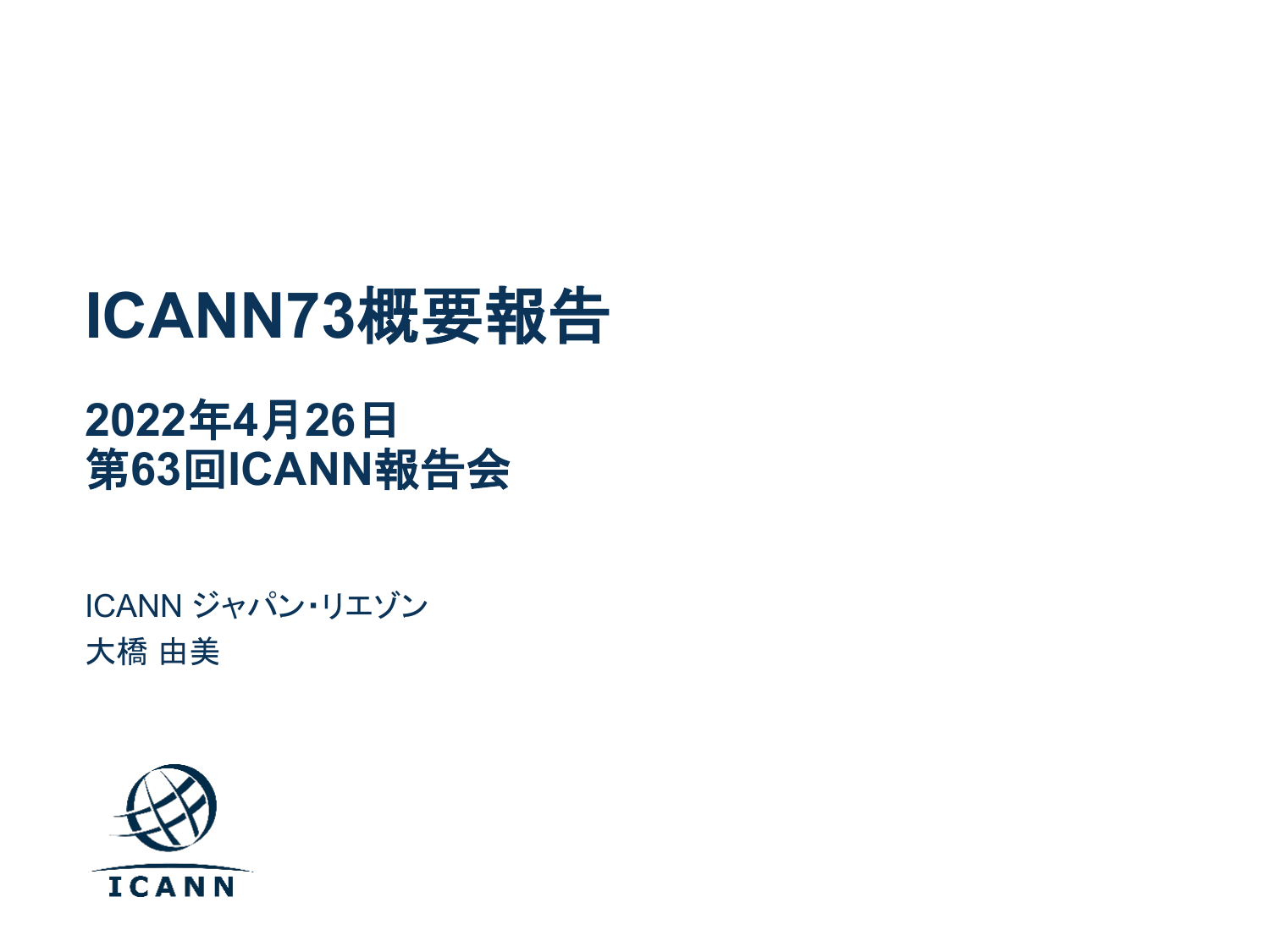# ICANN73概要報告

## 2022年4月26日
## 第63回ICANN報告会

ICANN ジャパン・リエゾン
大橋 由美

ICANN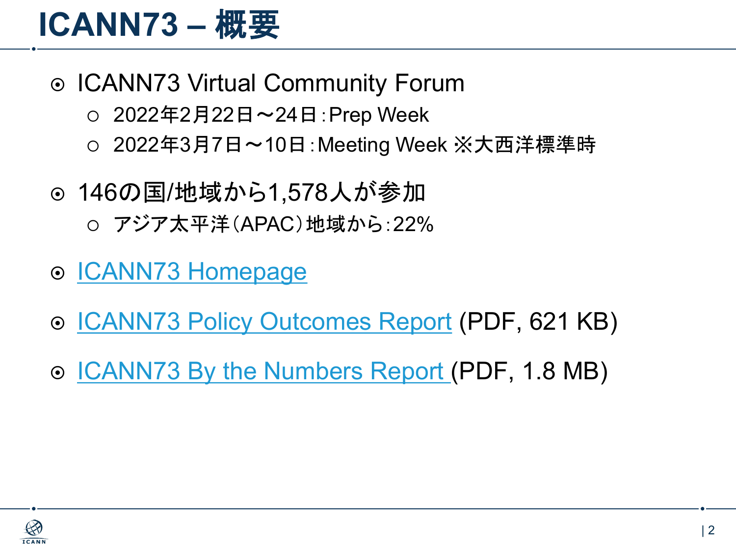# ICANN73 – 概要

- ICANN73 Virtual Community Forum
  - 2022年2月22日～24日：Prep Week
  - 2022年3月7日～10日：Meeting Week ※大西洋標準時
- 146の国/地域から1,578人が参加
  - アジア太平洋（APAC）地域から：22%
- ICANN73 Homepage
- ICANN73 Policy Outcomes Report (PDF, 621 KB)
- ICANN73 By the Numbers Report (PDF, 1.8 MB)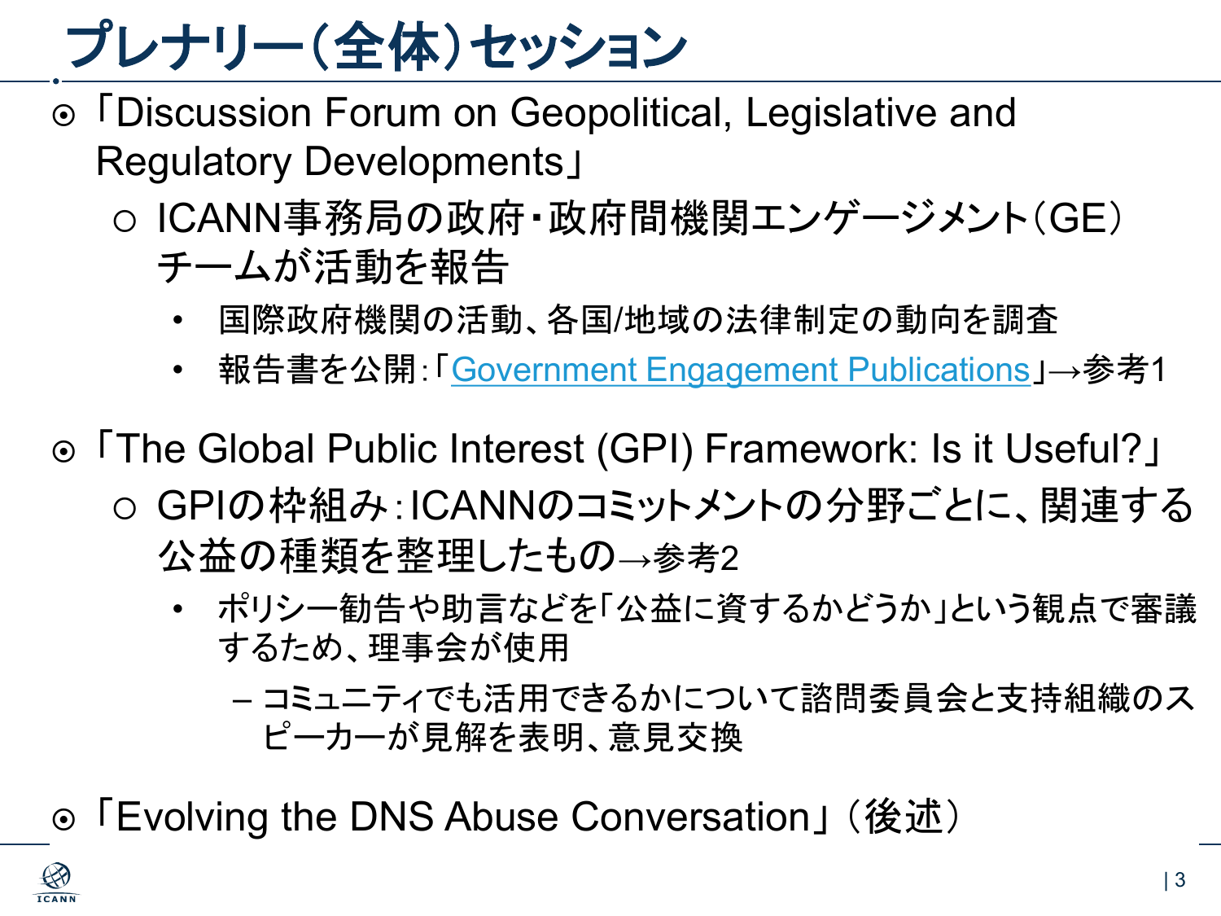# プレナリー（全体）セッション

- 「Discussion Forum on Geopolitical, Legislative and Regulatory Developments」
  - ICANN事務局の政府・政府間機関エンゲージメント（GE）チームが活動を報告
    - 国際政府機関の活動、各国/地域の法律制定の動向を調査
    - 報告書を公開：「Government Engagement Publications」→参考1
- 「The Global Public Interest (GPI) Framework: Is it Useful?」
  - GPIの枠組み：ICANNのコミットメントの分野ごとに、関連する公益の種類を整理したもの→参考2
    - ポリシー勧告や助言などを「公益に資するかどうか」という観点で審議するため、理事会が使用
      - コミュニティでも活用できるかについて諮問委員会と支持組織のスピーカーが見解を表明、意見交換
- 「Evolving the DNS Abuse Conversation」（後述）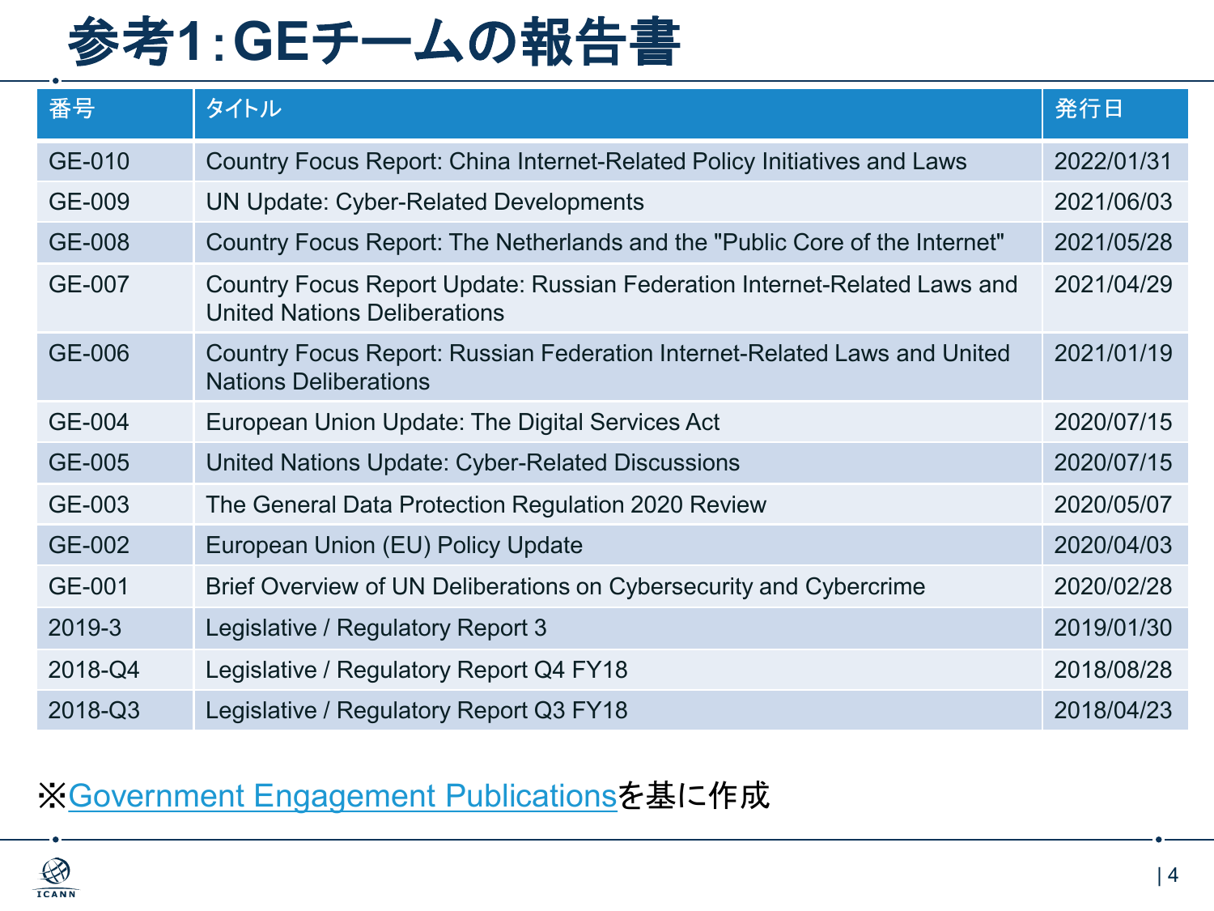# 参考1:GEチームの報告書

| 番号 | タイトル | 発行日 |
| --- | --- | --- |
| GE-010 | Country Focus Report: China Internet-Related Policy Initiatives and Laws | 2022/01/31 |
| GE-009 | UN Update: Cyber-Related Developments | 2021/06/03 |
| GE-008 | Country Focus Report: The Netherlands and the "Public Core of the Internet" | 2021/05/28 |
| GE-007 | Country Focus Report Update: Russian Federation Internet-Related Laws and United Nations Deliberations | 2021/04/29 |
| GE-006 | Country Focus Report: Russian Federation Internet-Related Laws and United Nations Deliberations | 2021/01/19 |
| GE-004 | European Union Update: The Digital Services Act | 2020/07/15 |
| GE-005 | United Nations Update: Cyber-Related Discussions | 2020/07/15 |
| GE-003 | The General Data Protection Regulation 2020 Review | 2020/05/07 |
| GE-002 | European Union (EU) Policy Update | 2020/04/03 |
| GE-001 | Brief Overview of UN Deliberations on Cybersecurity and Cybercrime | 2020/02/28 |
| 2019-3 | Legislative / Regulatory Report 3 | 2019/01/30 |
| 2018-Q4 | Legislative / Regulatory Report Q4 FY18 | 2018/08/28 |
| 2018-Q3 | Legislative / Regulatory Report Q3 FY18 | 2018/04/23 |

※Government Engagement Publicationsを基に作成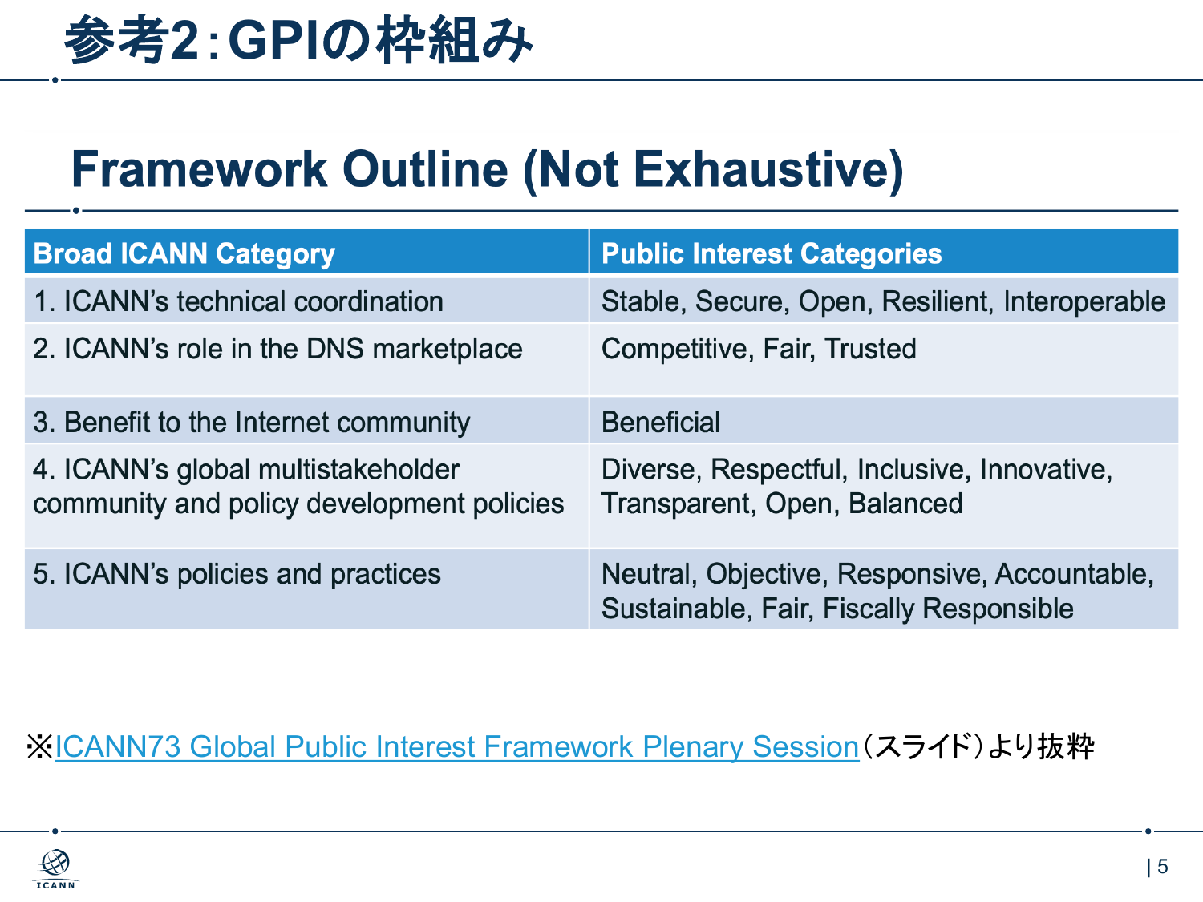# 参考2：GPIの枠組み

## Framework Outline (Not Exhaustive)

| Broad ICANN Category | Public Interest Categories |
| --- | --- |
| 1. ICANN's technical coordination | Stable, Secure, Open, Resilient, Interoperable |
| 2. ICANN's role in the DNS marketplace | Competitive, Fair, Trusted |
| 3. Benefit to the Internet community | Beneficial |
| 4. ICANN's global multistakeholder community and policy development policies | Diverse, Respectful, Inclusive, Innovative, Transparent, Open, Balanced |
| 5. ICANN's policies and practices | Neutral, Objective, Responsive, Accountable, Sustainable, Fair, Fiscally Responsible |

※ICANN73 Global Public Interest Framework Plenary Session（スライド）より抜粋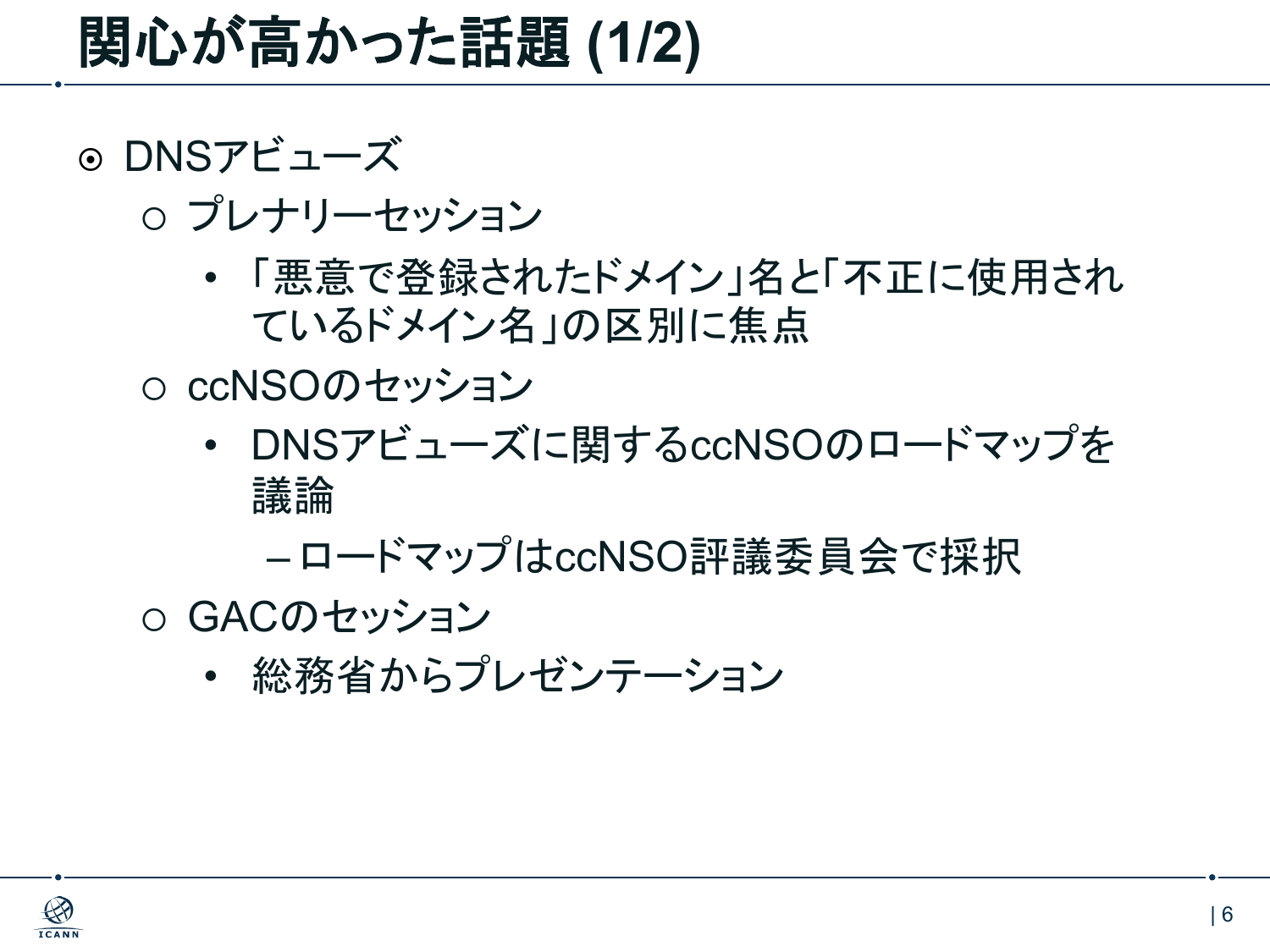# 関心が高かった話題 (1/2)

- DNSアビューズ
  - プレナリーセッション
    - 「悪意で登録されたドメイン」名と「不正に使用されているドメイン名」の区別に焦点
  - ccNSOのセッション
    - DNSアビューズに関するccNSOのロードマップを議論
      - ロードマップはccNSO評議委員会で採択
  - GACのセッション
    - 総務省からプレゼンテーション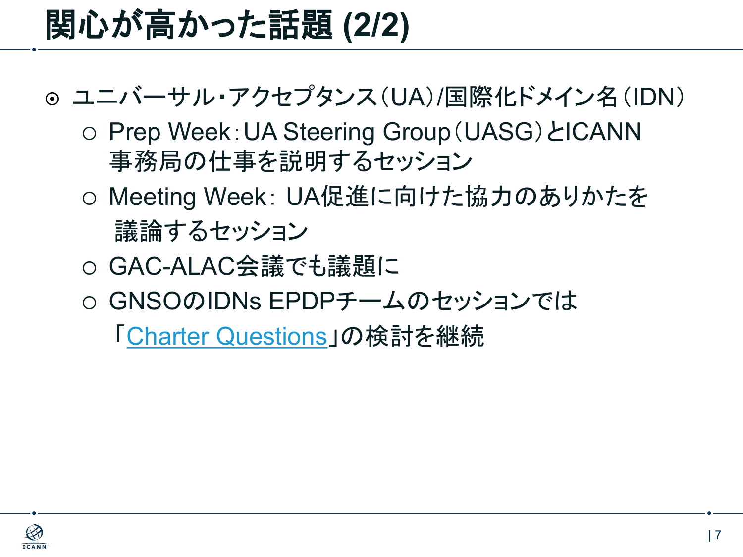# 関心が高かった話題 (2/2)

- ユニバーサル・アクセプタンス（UA）/国際化ドメイン名（IDN）
  - Prep Week：UA Steering Group（UASG）とICANN事務局の仕事を説明するセッション
  - Meeting Week：UA促進に向けた協力のありかたを議論するセッション
  - GAC-ALAC会議でも議題に
  - GNSOのIDNs EPDPチームのセッションでは「Charter Questions」の検討を継続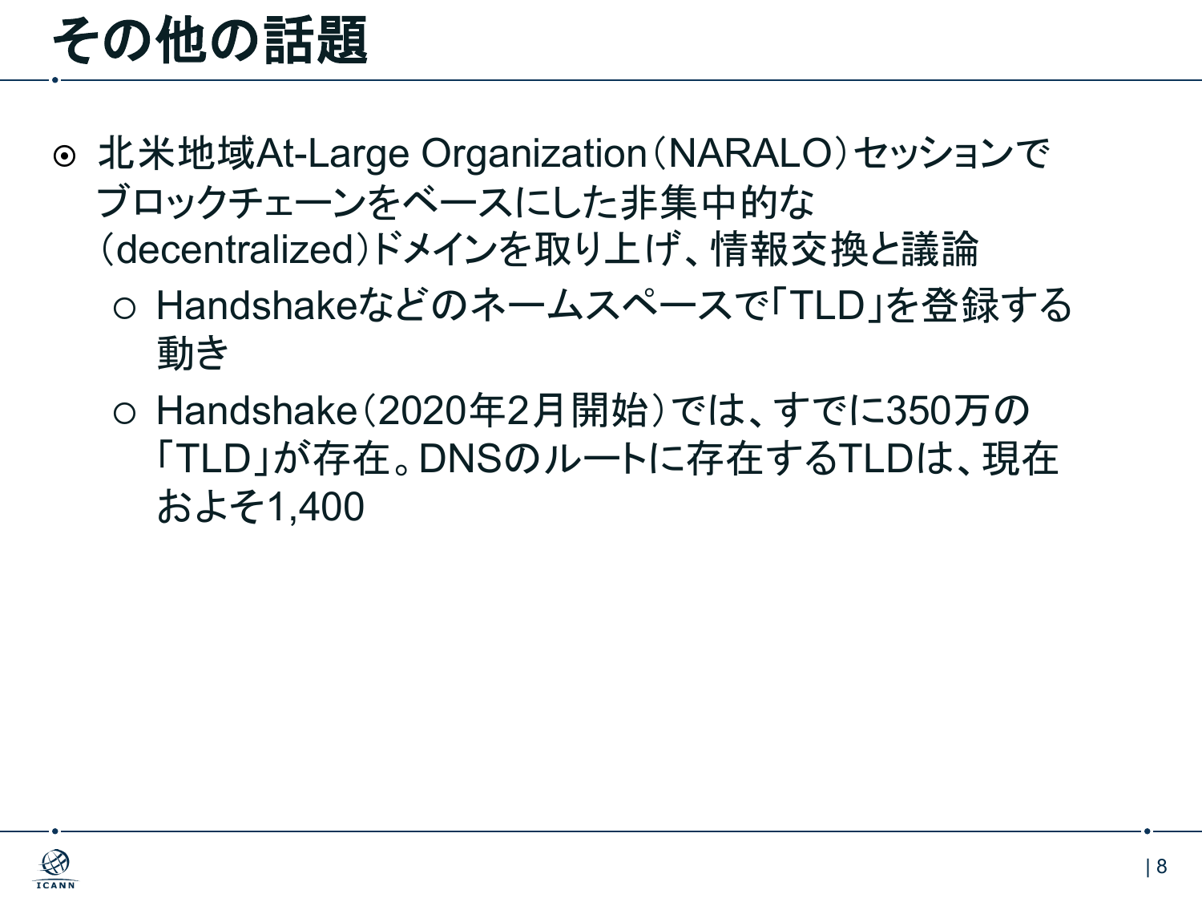# その他の話題

- 北米地域At-Large Organization（NARALO）セッションでブロックチェーンをベースにした非集中的な（decentralized）ドメインを取り上げ、情報交換と議論
  - Handshakeなどのネームスペースで「TLD」を登録する動き
  - Handshake（2020年2月開始）では、すでに350万の「TLD」が存在。DNSのルートに存在するTLDは、現在およそ1,400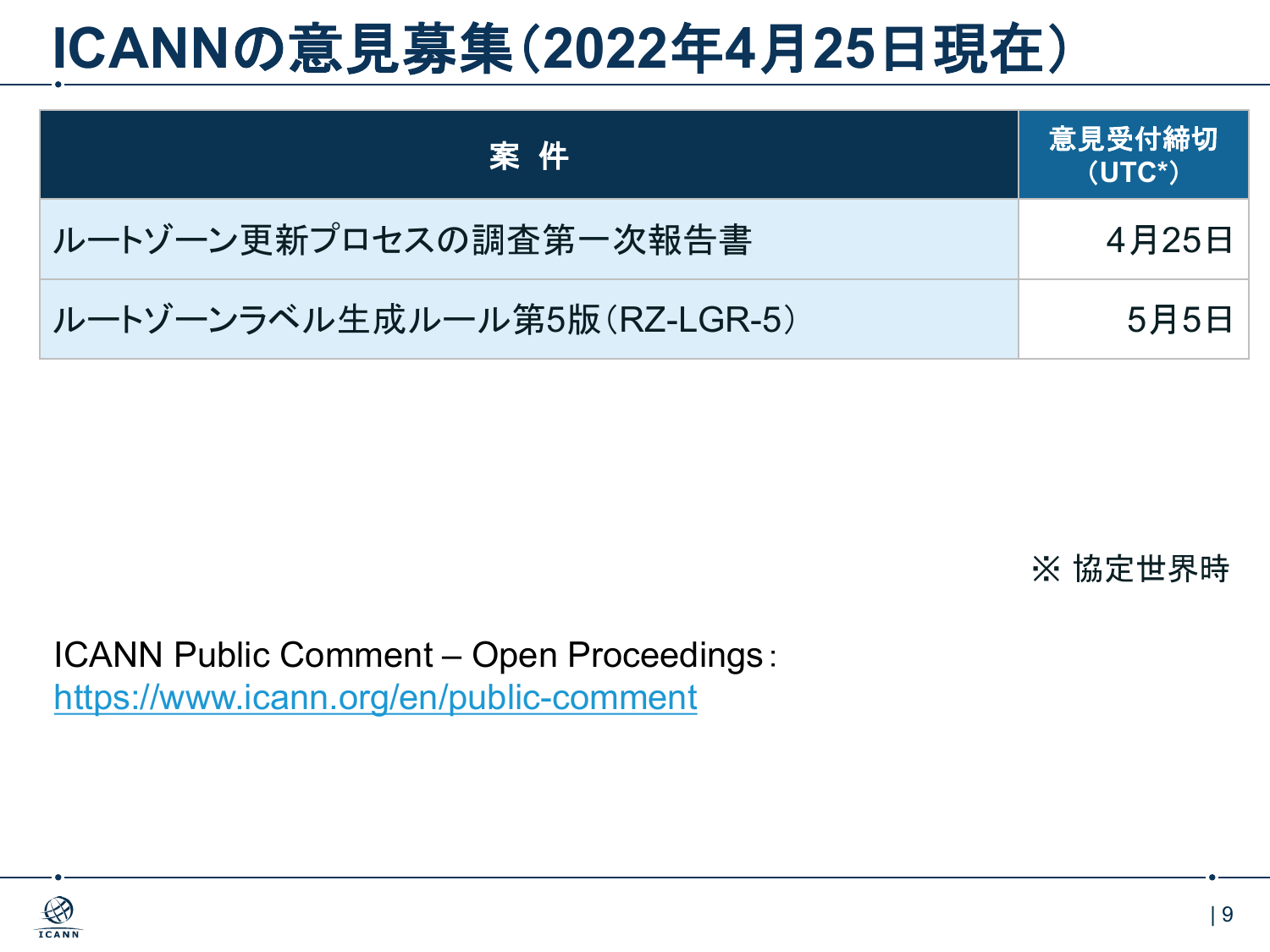# ICANNの意見募集（2022年4月25日現在）

| 案 件 | 意見受付締切（UTC*） |
| --- | --- |
| ルートゾーン更新プロセスの調査第一次報告書 | 4月25日 |
| ルートゾーンラベル生成ルール第5版（RZ-LGR-5） | 5月5日 |

※ 協定世界時

ICANN Public Comment – Open Proceedings：
https://www.icann.org/en/public-comment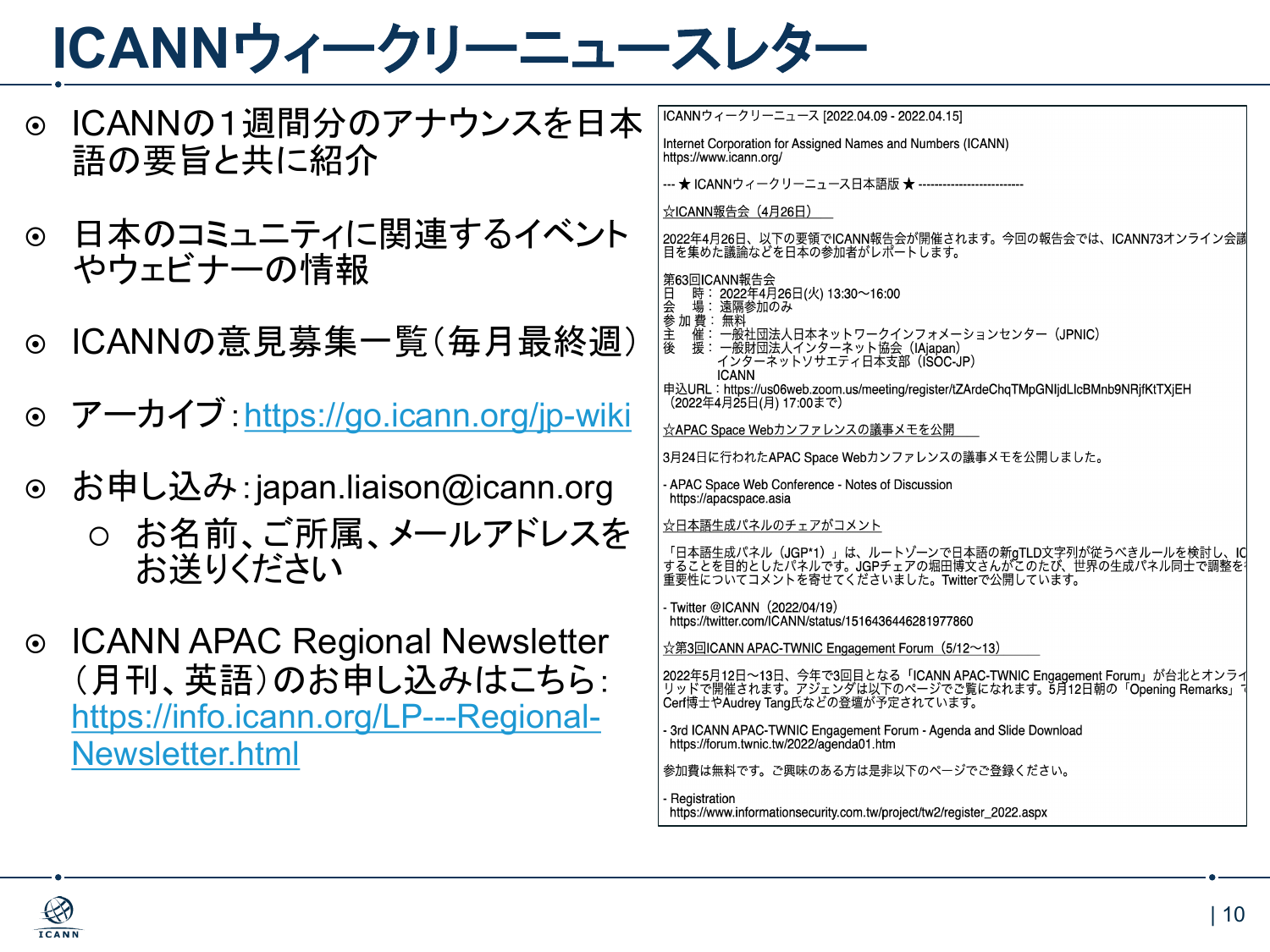# ICANNウィークリーニュースレター

- ICANNの1週間分のアナウンスを日本語の要旨と共に紹介
- 日本のコミュニティに関連するイベントやウェビナーの情報
- ICANNの意見募集一覧（毎月最終週）
- アーカイブ：https://go.icann.org/jp-wiki
- お申し込み：japan.liaison@icann.org
  - お名前、ご所属、メールアドレスをお送りください
- ICANN APAC Regional Newsletter（月刊、英語）のお申し込みはこちら：https://info.icann.org/LP---Regional-Newsletter.html

---

ICANNウィークリーニュース [2022.04.09 - 2022.04.15]

Internet Corporation for Assigned Names and Numbers (ICANN)
https://www.icann.org/

--- ★ ICANNウィークリーニュース日本語版 ★ --------------------------

☆ICANN報告会（4月26日）

2022年4月26日、以下の要領でICANN報告会が開催されます。今回の報告会では、ICANN73オンライン会議
目を集めた議論などを日本の参加者がレポートします。

第63回ICANN報告会
日　時：2022年4月26日(火) 13:30〜16:00
会　場：遠隔参加のみ
参加費：無料
主　催：一般社団法人日本ネットワークインフォメーションセンター（JPNIC）
後　援：一般財団法人インターネット協会（IAjapan）
　　　　インターネットソサエティ日本支部（ISOC-JP）
　　　　ICANN
申込URL：https://us06web.zoom.us/meeting/register/tZArdeChqTMpGNIjdLlcBMnb9NRjfKtTXjEH
（2022年4月25日(月) 17:00まで）

☆APAC Space Webカンファレンスの議事メモを公開

3月24日に行われたAPAC Space Webカンファレンスの議事メモを公開しました。

- APAC Space Web Conference - Notes of Discussion
  https://apacspace.asia

☆日本語生成パネルのチェアがコメント

「日本語生成パネル（JGP*1）」は、ルートゾーンで日本語の新gTLD文字列が従うべきルールを検討し、IC
することを目的としたパネルです。JGPチェアの堀田博文さんがこのたび、世界の生成パネル同士で調整を
重要性についてコメントを寄せてくださいました。Twitterで公開しています。

- Twitter @ICANN（2022/04/19）
  https://twitter.com/ICANN/status/1516436446281977860

☆第3回ICANN APAC-TWNIC Engagement Forum（5/12〜13）

2022年5月12日〜13日、今年で3回目となる「ICANN APAC-TWNIC Engagement Forum」が台北とオンライ
リッドで開催されます。アジェンダは以下のページでご覧になれます。5月12日朝の「Opening Remarks」
Cerf博士やAudrey Tang氏などの登壇が予定されています。

- 3rd ICANN APAC-TWNIC Engagement Forum - Agenda and Slide Download
  https://forum.twnic.tw/2022/agenda01.htm

参加費は無料です。ご興味のある方は是非以下のページでご登録ください。

- Registration
  https://www.informationsecurity.com.tw/project/tw2/register_2022.aspx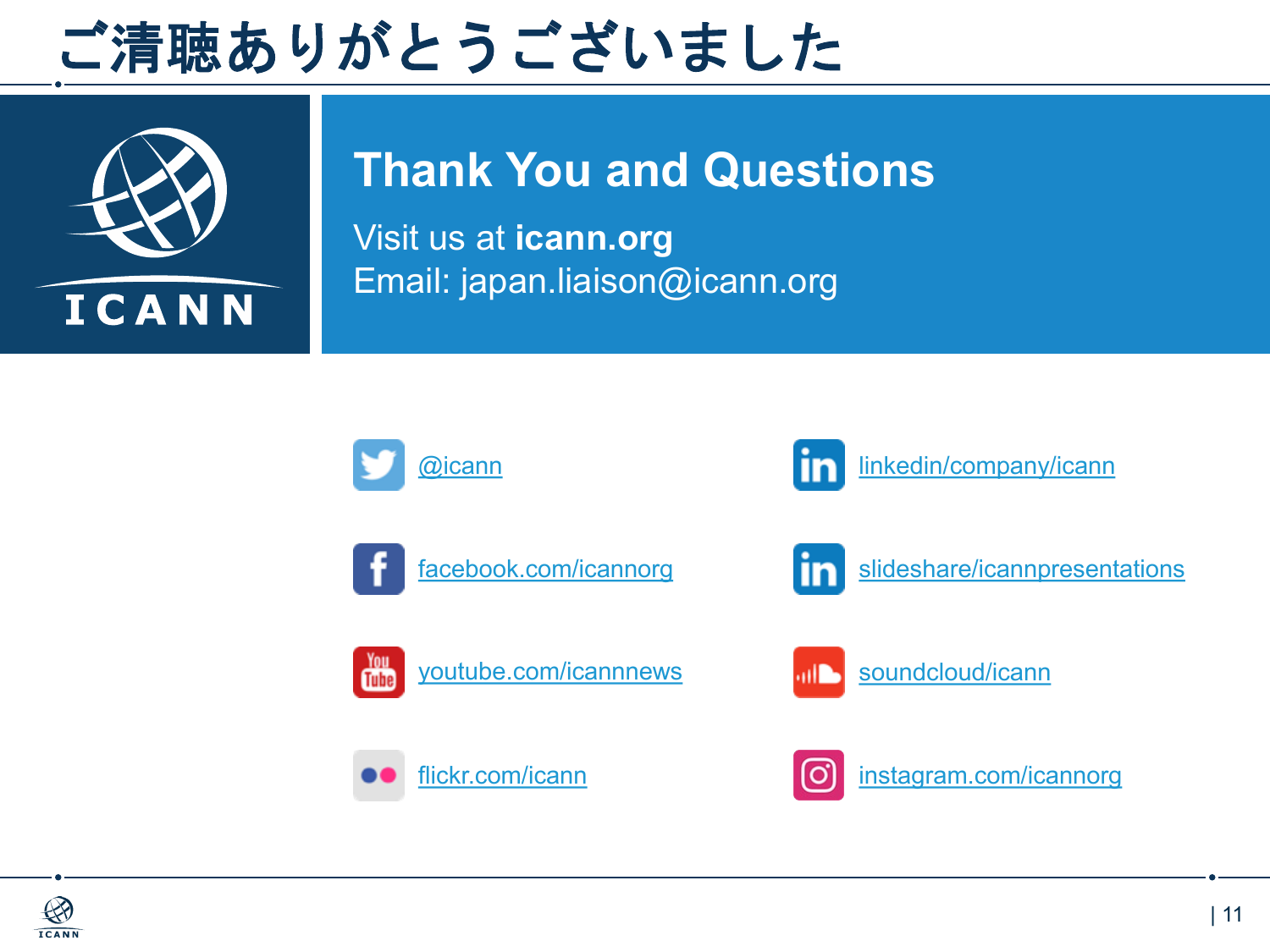# ご清聴ありがとうございました

ICANN

## Thank You and Questions

Visit us at **icann.org**
Email: japan.liaison@icann.org

@icann

linkedin/company/icann

facebook.com/icannorg

slideshare/icannpresentations

youtube.com/icannnews

soundcloud/icann

flickr.com/icann

instagram.com/icannorg